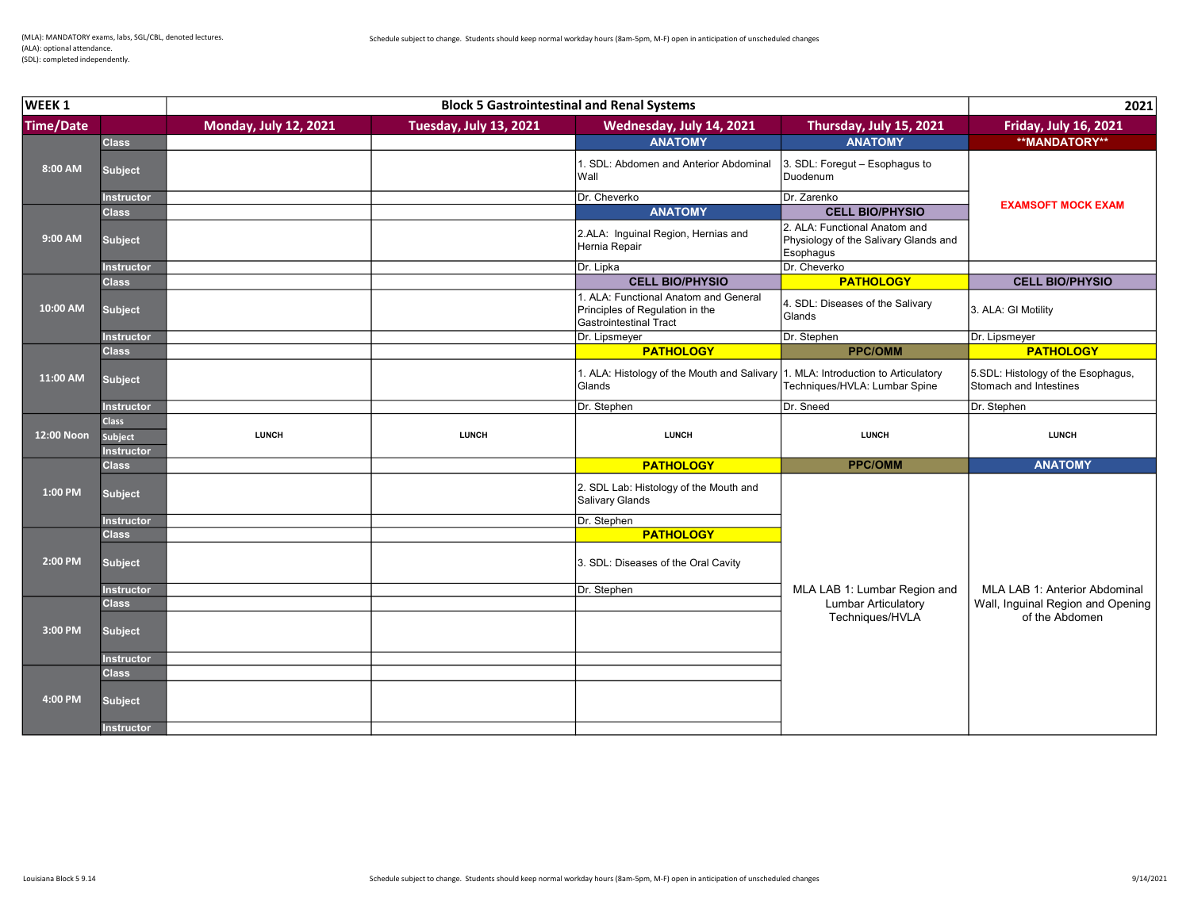(MLA): MANDATORY exams, labs, SGL/CBL, denoted lectures.
(ALA): optional attendance.
(SDL): completed independently.

Schedule subject to change. Students should keep normal workday hours (8am-5pm, M-F) open in anticipation of unscheduled changes

| WEEK 1 | | Block 5 Gastrointestinal and Renal Systems | | | | 2021 |
|---|---|---|---|---|---|---|
| **Time/Date** | | **Monday, July 12, 2021** | **Tuesday, July 13, 2021** | **Wednesday, July 14, 2021** | **Thursday, July 15, 2021** | **Friday, July 16, 2021** |
| 8:00 AM | Class | | | ANATOMY | ANATOMY | **MANDATORY** |
| | Subject | | | 1. SDL: Abdomen and Anterior Abdominal Wall | 3. SDL: Foregut – Esophagus to Duodenum | EXAMSOFT MOCK EXAM |
| | Instructor | | | Dr. Cheverko | Dr. Zarenko | |
| 9:00 AM | Class | | | ANATOMY | CELL BIO/PHYSIO | |
| | Subject | | | 2.ALA: Inguinal Region, Hernias and Hernia Repair | 2. ALA: Functional Anatom and Physiology of the Salivary Glands and Esophagus | |
| | Instructor | | | Dr. Lipka | Dr. Cheverko | |
| 10:00 AM | Class | | | CELL BIO/PHYSIO | PATHOLOGY | CELL BIO/PHYSIO |
| | Subject | | | 1. ALA: Functional Anatom and General Principles of Regulation in the Gastrointestinal Tract | 4. SDL: Diseases of the Salivary Glands | 3. ALA: GI Motility |
| | Instructor | | | Dr. Lipsmeyer | Dr. Stephen | Dr. Lipsmeyer |
| 11:00 AM | Class | | | PATHOLOGY | PPC/OMM | PATHOLOGY |
| | Subject | | | 1. ALA: Histology of the Mouth and Salivary Glands | 1. MLA: Introduction to Articulatory Techniques/HVLA: Lumbar Spine | 5.SDL: Histology of the Esophagus, Stomach and Intestines |
| | Instructor | | | Dr. Stephen | Dr. Sneed | Dr. Stephen |
| 12:00 Noon | Class / Subject / Instructor | LUNCH | LUNCH | LUNCH | LUNCH | LUNCH |
| 1:00 PM | Class | | | PATHOLOGY | PPC/OMM | ANATOMY |
| | Subject | | | 2. SDL Lab: Histology of the Mouth and Salivary Glands | MLA LAB 1: Lumbar Region and Lumbar Articulatory Techniques/HVLA | MLA LAB 1: Anterior Abdominal Wall, Inguinal Region and Opening of the Abdomen |
| | Instructor | | | Dr. Stephen | | |
| 2:00 PM | Class | | | PATHOLOGY | | |
| | Subject | | | 3. SDL: Diseases of the Oral Cavity | | |
| | Instructor | | | Dr. Stephen | | |
| 3:00 PM | Class | | | | | |
| | Subject | | | | | |
| | Instructor | | | | | |
| 4:00 PM | Class | | | | | |
| | Subject | | | | | |
| | Instructor | | | | | |

Louisiana Block 5 9.14

9/14/2021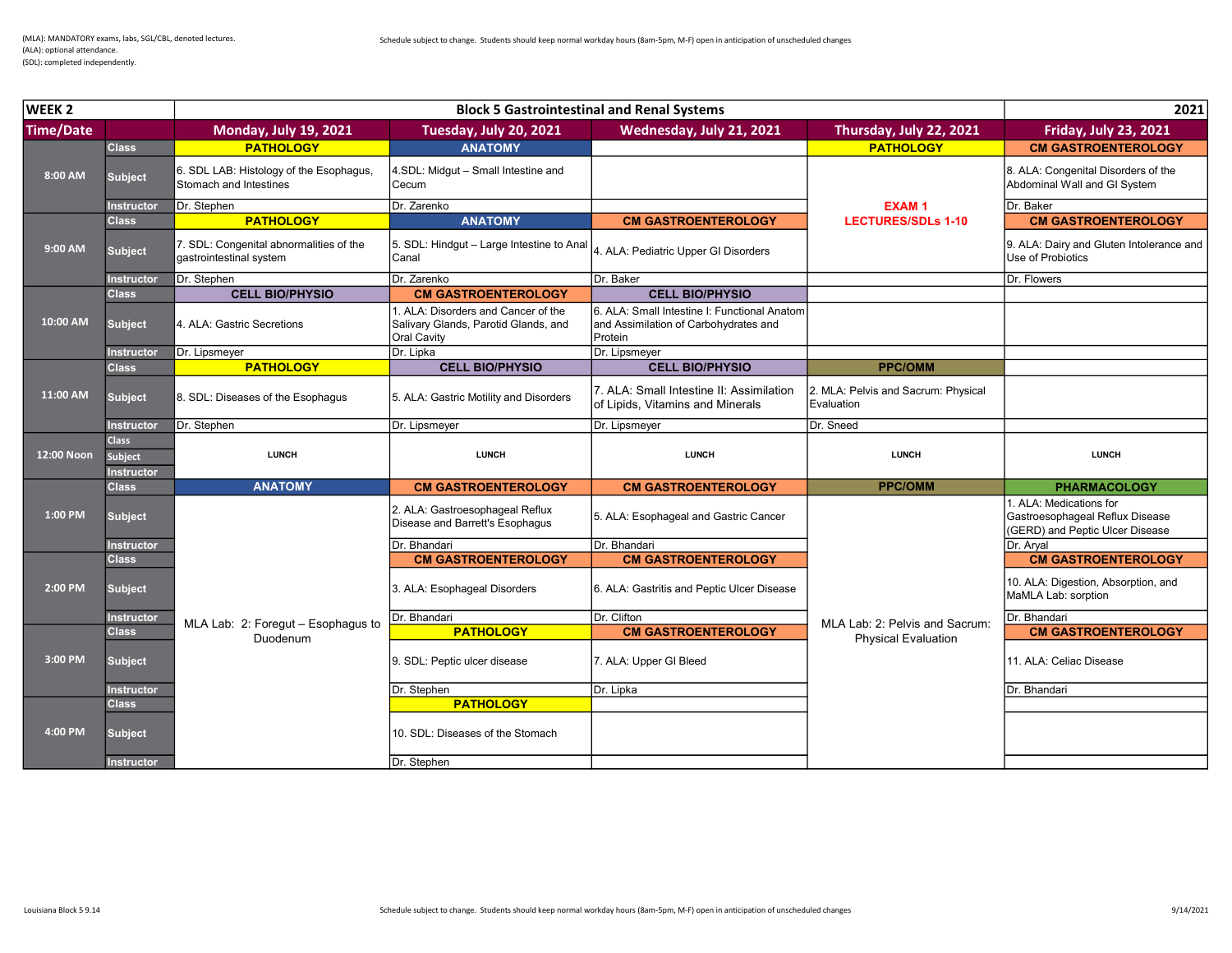(MLA): MANDATORY exams, labs, SGL/CBL, denoted lectures.
(ALA): optional attendance.
(SDL): completed independently.

Schedule subject to change. Students should keep normal workday hours (8am-5pm, M-F) open in anticipation of unscheduled changes

| WEEK 2 | | Block 5 Gastrointestinal and Renal Systems | | | | 2021 |
|---|---|---|---|---|---|---|
| Time/Date | | Monday, July 19, 2021 | Tuesday, July 20, 2021 | Wednesday, July 21, 2021 | Thursday, July 22, 2021 | Friday, July 23, 2021 |
| 8:00 AM | Class | PATHOLOGY | ANATOMY | | PATHOLOGY | CM GASTROENTEROLOGY |
| | Subject | 6. SDL LAB: Histology of the Esophagus, Stomach and Intestines | 4.SDL: Midgut – Small Intestine and Cecum | | EXAM 1 LECTURES/SDLs 1-10 | 8. ALA: Congenital Disorders of the Abdominal Wall and GI System |
| | Instructor | Dr. Stephen | Dr. Zarenko | | | Dr. Baker |
| 9:00 AM | Class | PATHOLOGY | ANATOMY | CM GASTROENTEROLOGY | | CM GASTROENTEROLOGY |
| | Subject | 7. SDL: Congenital abnormalities of the gastrointestinal system | 5. SDL: Hindgut – Large Intestine to Anal Canal | 4. ALA: Pediatric Upper GI Disorders | | 9. ALA: Dairy and Gluten Intolerance and Use of Probiotics |
| | Instructor | Dr. Stephen | Dr. Zarenko | Dr. Baker | | Dr. Flowers |
| 10:00 AM | Class | CELL BIO/PHYSIO | CM GASTROENTEROLOGY | CELL BIO/PHYSIO | | |
| | Subject | 4. ALA: Gastric Secretions | 1. ALA: Disorders and Cancer of the Salivary Glands, Parotid Glands, and Oral Cavity | 6. ALA: Small Intestine I: Functional Anatom and Assimilation of Carbohydrates and Protein | | |
| | Instructor | Dr. Lipsmeyer | Dr. Lipka | Dr. Lipsmeyer | | |
| 11:00 AM | Class | PATHOLOGY | CELL BIO/PHYSIO | CELL BIO/PHYSIO | PPC/OMM | |
| | Subject | 8. SDL: Diseases of the Esophagus | 5. ALA: Gastric Motility and Disorders | 7. ALA: Small Intestine II: Assimilation of Lipids, Vitamins and Minerals | 2. MLA: Pelvis and Sacrum: Physical Evaluation | |
| | Instructor | Dr. Stephen | Dr. Lipsmeyer | Dr. Lipsmeyer | Dr. Sneed | |
| 12:00 Noon | Class / Subject / Instructor | LUNCH | LUNCH | LUNCH | LUNCH | LUNCH |
| 1:00 PM | Class | ANATOMY | CM GASTROENTEROLOGY | CM GASTROENTEROLOGY | PPC/OMM | PHARMACOLOGY |
| | Subject | MLA Lab: 2: Foregut – Esophagus to Duodenum | 2. ALA: Gastroesophageal Reflux Disease and Barrett's Esophagus | 5. ALA: Esophageal and Gastric Cancer | MLA Lab: 2: Pelvis and Sacrum: Physical Evaluation | 1. ALA: Medications for Gastroesophageal Reflux Disease (GERD) and Peptic Ulcer Disease |
| | Instructor | | Dr. Bhandari | Dr. Bhandari | | Dr. Aryal |
| 2:00 PM | Class | | CM GASTROENTEROLOGY | CM GASTROENTEROLOGY | | CM GASTROENTEROLOGY |
| | Subject | | 3. ALA: Esophageal Disorders | 6. ALA: Gastritis and Peptic Ulcer Disease | | 10. ALA: Digestion, Absorption, and MaMLA Lab: sorption |
| | Instructor | | Dr. Bhandari | Dr. Clifton | | Dr. Bhandari |
| 3:00 PM | Class | | PATHOLOGY | CM GASTROENTEROLOGY | | CM GASTROENTEROLOGY |
| | Subject | | 9. SDL: Peptic ulcer disease | 7. ALA: Upper GI Bleed | | 11. ALA: Celiac Disease |
| | Instructor | | Dr. Stephen | Dr. Lipka | | Dr. Bhandari |
| 4:00 PM | Class | | PATHOLOGY | | | |
| | Subject | | 10. SDL: Diseases of the Stomach | | | |
| | Instructor | | Dr. Stephen | | | |

Louisiana Block 5 9.14

9/14/2021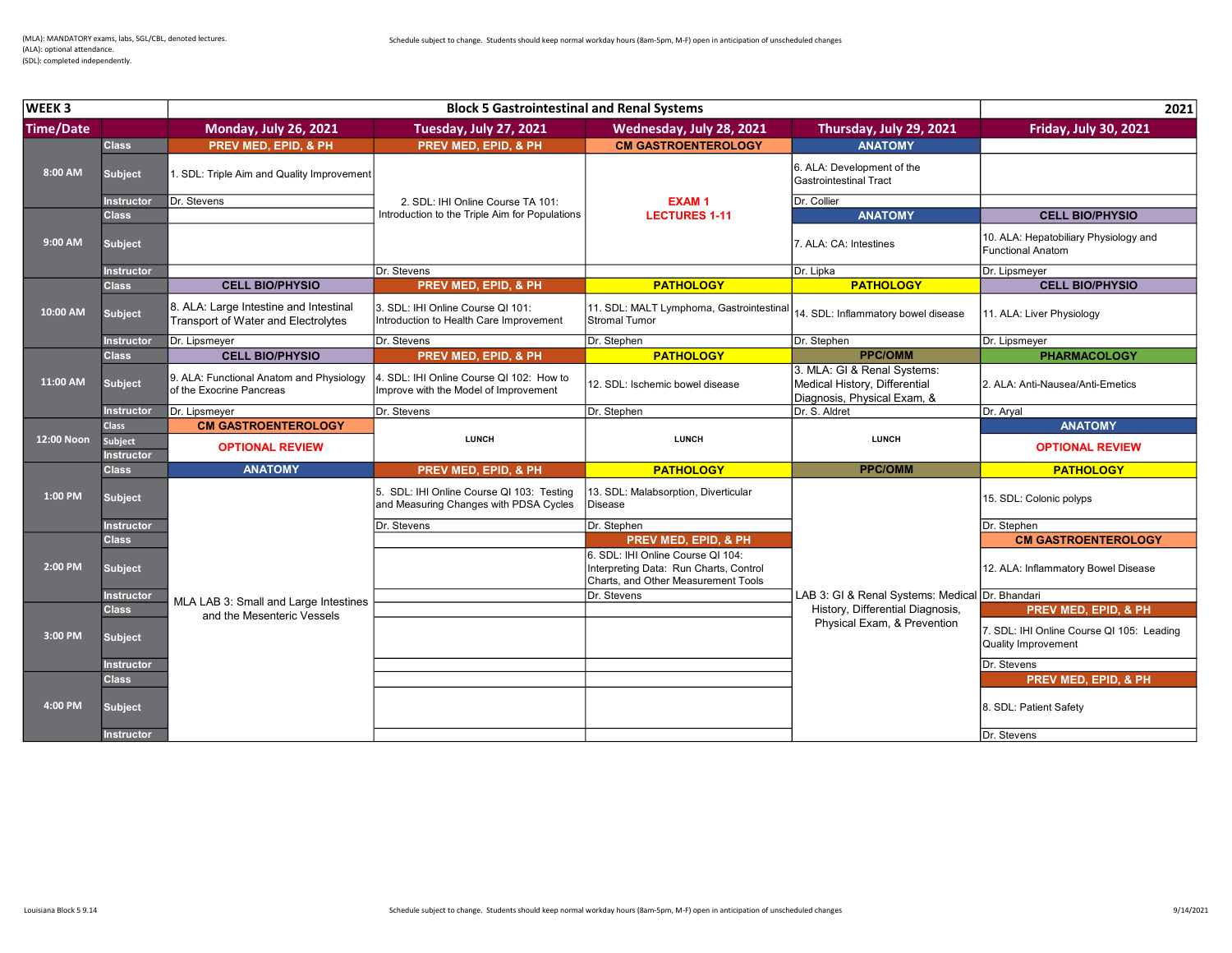(MLA): MANDATORY exams, labs, SGL/CBL, denoted lectures.
(ALA): optional attendance.
(SDL): completed independently.

Schedule subject to change. Students should keep normal workday hours (8am-5pm, M-F) open in anticipation of unscheduled changes

| WEEK 3 | | Block 5 Gastrointestinal and Renal Systems | | | | 2021 |
|---|---|---|---|---|---|---|
| **Time/Date** | | **Monday, July 26, 2021** | **Tuesday, July 27, 2021** | **Wednesday, July 28, 2021** | **Thursday, July 29, 2021** | **Friday, July 30, 2021** |
| 8:00 AM | Class | PREV MED, EPID, & PH | | CM GASTROENTEROLOGY | ANATOMY | |
| | Subject | 1. SDL: Triple Aim and Quality Improvement | 2. SDL: IHI Online Course TA 101: Introduction to the Triple Aim for Populations | EXAM 1 LECTURES 1-11 | 6. ALA: Development of the Gastrointestinal Tract | |
| | Instructor | Dr. Stevens | | | Dr. Collier | |
| 9:00 AM | Class | | | | ANATOMY | CELL BIO/PHYSIO |
| | Subject | | | | 7. ALA: CA: Intestines | 10. ALA: Hepatobiliary Physiology and Functional Anatom |
| | Instructor | | Dr. Stevens | | Dr. Lipka | Dr. Lipsmeyer |
| 10:00 AM | Class | CELL BIO/PHYSIO | PREV MED, EPID, & PH | PATHOLOGY | PATHOLOGY | CELL BIO/PHYSIO |
| | Subject | 8. ALA: Large Intestine and Intestinal Transport of Water and Electrolytes | 3. SDL: IHI Online Course QI 101: Introduction to Health Care Improvement | 11. SDL: MALT Lymphoma, Gastrointestinal Stromal Tumor | 14. SDL: Inflammatory bowel disease | 11. ALA: Liver Physiology |
| | Instructor | Dr. Lipsmeyer | Dr. Stevens | Dr. Stephen | Dr. Stephen | Dr. Lipsmeyer |
| 11:00 AM | Class | CELL BIO/PHYSIO | PREV MED, EPID, & PH | PATHOLOGY | PPC/OMM | PHARMACOLOGY |
| | Subject | 9. ALA: Functional Anatom and Physiology of the Exocrine Pancreas | 4. SDL: IHI Online Course QI 102: How to Improve with the Model of Improvement | 12. SDL: Ischemic bowel disease | 3. MLA: GI & Renal Systems: Medical History, Differential Diagnosis, Physical Exam, & | 2. ALA: Anti-Nausea/Anti-Emetics |
| | Instructor | Dr. Lipsmeyer | Dr. Stevens | Dr. Stephen | Dr. S. Aldret | Dr. Aryal |
| 12:00 Noon | Class | CM GASTROENTEROLOGY | LUNCH | LUNCH | LUNCH | ANATOMY |
| | Subject | OPTIONAL REVIEW | | | | OPTIONAL REVIEW |
| | Instructor | | | | | |
| 1:00 PM | Class | ANATOMY | PREV MED, EPID, & PH | PATHOLOGY | PPC/OMM | PATHOLOGY |
| | Subject | MLA LAB 3: Small and Large Intestines and the Mesenteric Vessels | 5. SDL: IHI Online Course QI 103: Testing and Measuring Changes with PDSA Cycles | 13. SDL: Malabsorption, Diverticular Disease | LAB 3: GI & Renal Systems: Medical History, Differential Diagnosis, Physical Exam, & Prevention | 15. SDL: Colonic polyps |
| | Instructor | | Dr. Stevens | Dr. Stephen | | Dr. Stephen |
| 2:00 PM | Class | | | PREV MED, EPID, & PH | | CM GASTROENTEROLOGY |
| | Subject | | | 6. SDL: IHI Online Course QI 104: Interpreting Data: Run Charts, Control Charts, and Other Measurement Tools | | 12. ALA: Inflammatory Bowel Disease |
| | Instructor | | | Dr. Stevens | | Dr. Bhandari |
| 3:00 PM | Class | | | | | PREV MED, EPID, & PH |
| | Subject | | | | | 7. SDL: IHI Online Course QI 105: Leading Quality Improvement |
| | Instructor | | | | | Dr. Stevens |
| 4:00 PM | Class | | | | | PREV MED, EPID, & PH |
| | Subject | | | | | 8. SDL: Patient Safety |
| | Instructor | | | | | Dr. Stevens |

Louisiana Block 5 9.14

Schedule subject to change. Students should keep normal workday hours (8am-5pm, M-F) open in anticipation of unscheduled changes

9/14/2021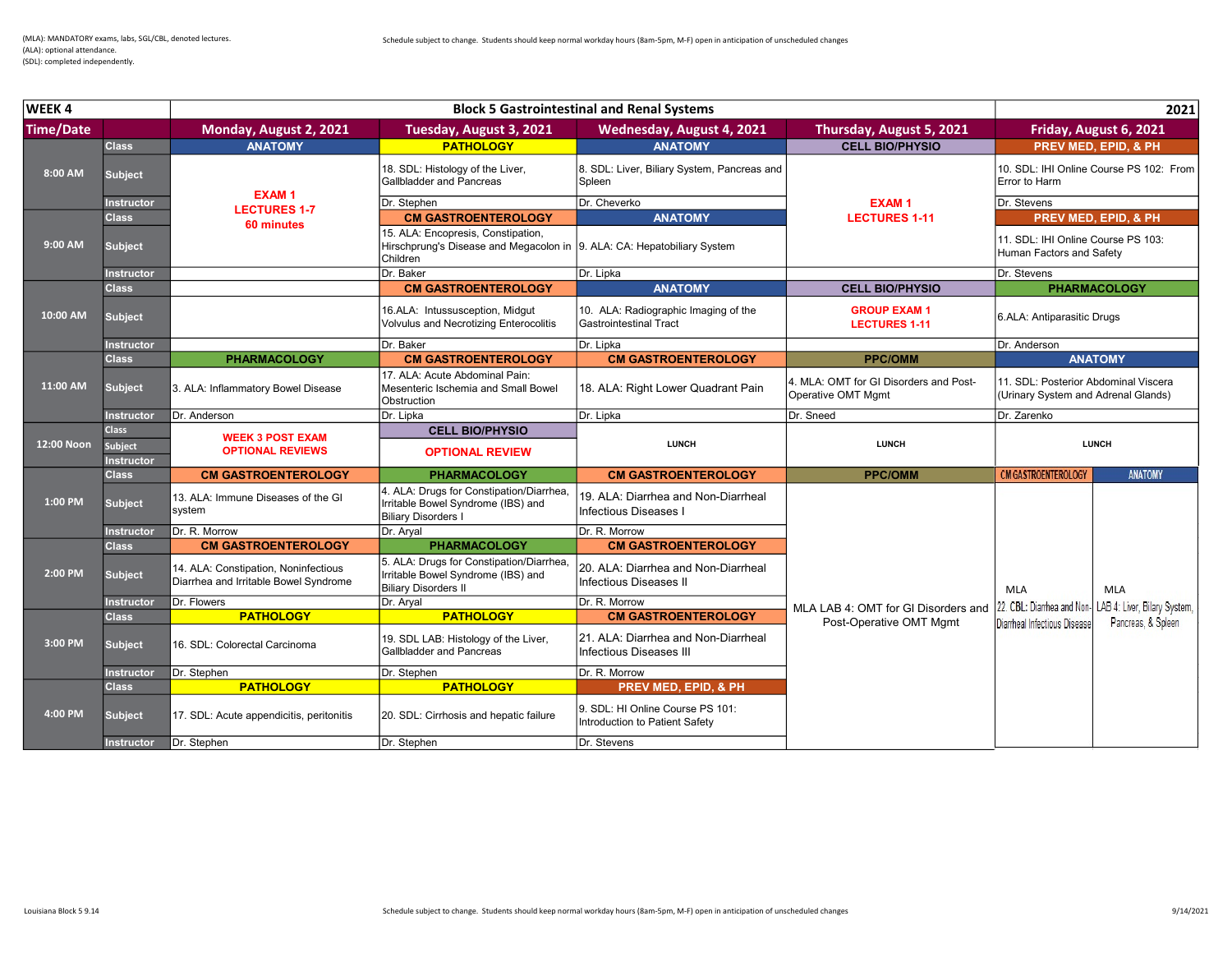(MLA): MANDATORY exams, labs, SGL/CBL, denoted lectures.
(ALA): optional attendance.
(SDL): completed independently.

Schedule subject to change. Students should keep normal workday hours (8am-5pm, M-F) open in anticipation of unscheduled changes

| WEEK 4 | | Block 5 Gastrointestinal and Renal Systems | | | | 2021 |
|---|---|---|---|---|---|---|
| **Time/Date** | | **Monday, August 2, 2021** | **Tuesday, August 3, 2021** | **Wednesday, August 4, 2021** | **Thursday, August 5, 2021** | **Friday, August 6, 2021** |
| 8:00 AM | Class | ANATOMY | PATHOLOGY | ANATOMY | CELL BIO/PHYSIO | PREV MED, EPID, & PH |
| | Subject | EXAM 1 LECTURES 1-7 60 minutes | 18. SDL: Histology of the Liver, Gallbladder and Pancreas | 8. SDL: Liver, Biliary System, Pancreas and Spleen | EXAM 1 LECTURES 1-11 | 10. SDL: IHI Online Course PS 102: From Error to Harm |
| | Instructor | | Dr. Stephen | Dr. Cheverko | | Dr. Stevens |
| 9:00 AM | Class | | CM GASTROENTEROLOGY | ANATOMY | | PREV MED, EPID, & PH |
| | Subject | | 15. ALA: Encopresis, Constipation, Hirschprung's Disease and Megacolon in Children | 9. ALA: CA: Hepatobiliary System | | 11. SDL: IHI Online Course PS 103: Human Factors and Safety |
| | Instructor | | Dr. Baker | Dr. Lipka | | Dr. Stevens |
| 10:00 AM | Class | | CM GASTROENTEROLOGY | ANATOMY | CELL BIO/PHYSIO | PHARMACOLOGY |
| | Subject | | 16.ALA: Intussusception, Midgut Volvulus and Necrotizing Enterocolitis | 10. ALA: Radiographic Imaging of the Gastrointestinal Tract | GROUP EXAM 1 LECTURES 1-11 | 6.ALA: Antiparasitic Drugs |
| | Instructor | | Dr. Baker | Dr. Lipka | | Dr. Anderson |
| 11:00 AM | Class | PHARMACOLOGY | CM GASTROENTEROLOGY | CM GASTROENTEROLOGY | PPC/OMM | ANATOMY |
| | Subject | 3. ALA: Inflammatory Bowel Disease | 17. ALA: Acute Abdominal Pain: Mesenteric Ischemia and Small Bowel Obstruction | 18. ALA: Right Lower Quadrant Pain | 4. MLA: OMT for GI Disorders and Post-Operative OMT Mgmt | 11. SDL: Posterior Abdominal Viscera (Urinary System and Adrenal Glands) |
| | Instructor | Dr. Anderson | Dr. Lipka | Dr. Lipka | Dr. Sneed | Dr. Zarenko |
| 12:00 Noon | Class | WEEK 3 POST EXAM OPTIONAL REVIEWS | CELL BIO/PHYSIO | LUNCH | LUNCH | LUNCH |
| | Subject | | OPTIONAL REVIEW | | | |
| | Instructor | | | | | |
| 1:00 PM | Class | CM GASTROENTEROLOGY | PHARMACOLOGY | CM GASTROENTEROLOGY | PPC/OMM | CM GASTROENTEROLOGY / ANATOMY |
| | Subject | 13. ALA: Immune Diseases of the GI system | 4. ALA: Drugs for Constipation/Diarrhea, Irritable Bowel Syndrome (IBS) and Biliary Disorders I | 19. ALA: Diarrhea and Non-Diarrheal Infectious Diseases I | MLA LAB 4: OMT for GI Disorders and Post-Operative OMT Mgmt | MLA 22. CBL: Diarrhea and Non-Diarrheal Infectious Disease / MLA LAB 4: Liver, Biliary System, Pancreas, & Spleen |
| | Instructor | Dr. R. Morrow | Dr. Aryal | Dr. R. Morrow | | |
| 2:00 PM | Class | CM GASTROENTEROLOGY | PHARMACOLOGY | CM GASTROENTEROLOGY | | |
| | Subject | 14. ALA: Constipation, Noninfectious Diarrhea and Irritable Bowel Syndrome | 5. ALA: Drugs for Constipation/Diarrhea, Irritable Bowel Syndrome (IBS) and Biliary Disorders II | 20. ALA: Diarrhea and Non-Diarrheal Infectious Diseases II | | |
| | Instructor | Dr. Flowers | Dr. Aryal | Dr. R. Morrow | | |
| 3:00 PM | Class | PATHOLOGY | PATHOLOGY | CM GASTROENTEROLOGY | | |
| | Subject | 16. SDL: Colorectal Carcinoma | 19. SDL LAB: Histology of the Liver, Gallbladder and Pancreas | 21. ALA: Diarrhea and Non-Diarrheal Infectious Diseases III | | |
| | Instructor | Dr. Stephen | Dr. Stephen | Dr. R. Morrow | | |
| 4:00 PM | Class | PATHOLOGY | PATHOLOGY | PREV MED, EPID, & PH | | |
| | Subject | 17. SDL: Acute appendicitis, peritonitis | 20. SDL: Cirrhosis and hepatic failure | 9. SDL: HI Online Course PS 101: Introduction to Patient Safety | | |
| | Instructor | Dr. Stephen | Dr. Stephen | Dr. Stevens | | |

Louisiana Block 5 9.14

9/14/2021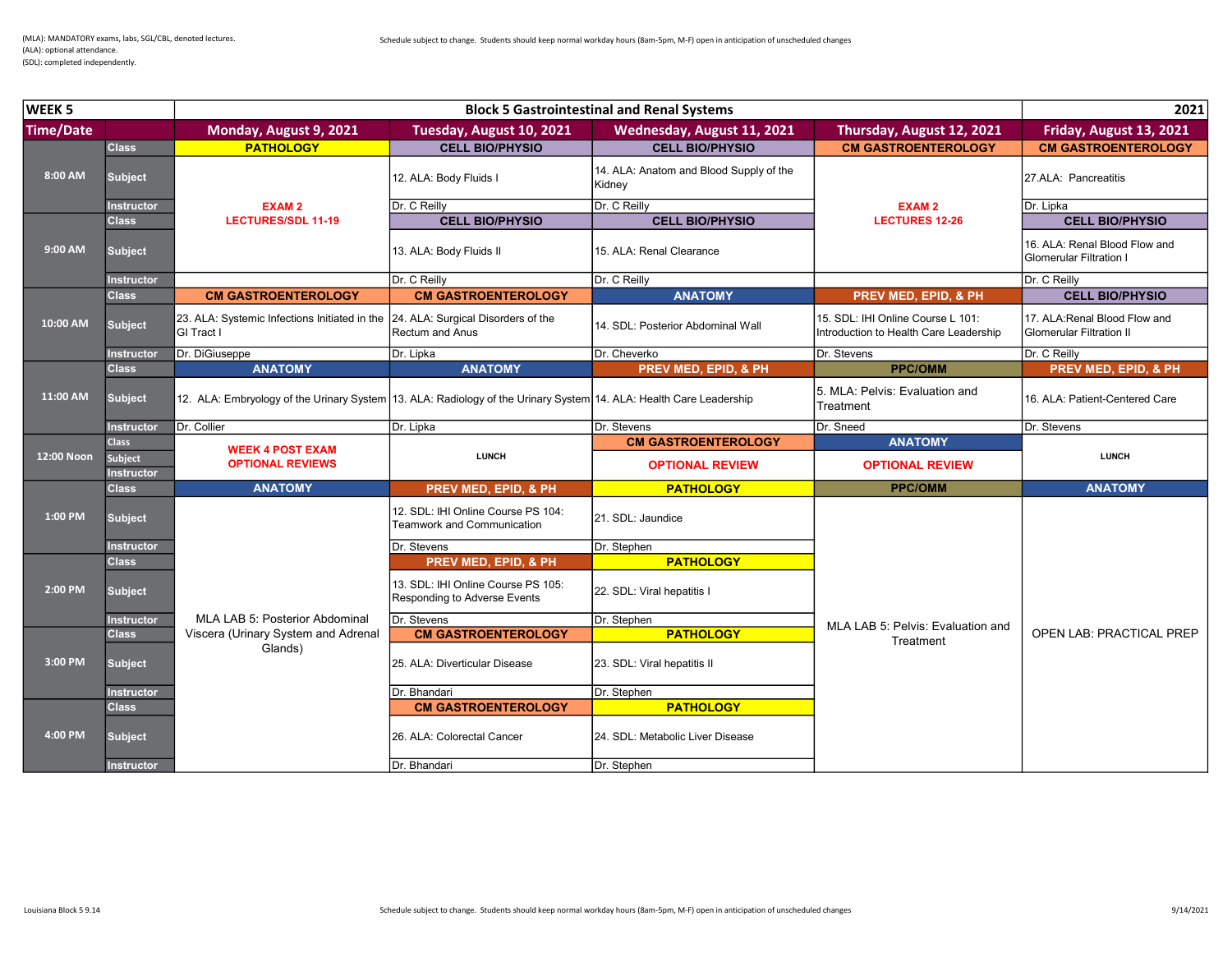(MLA): MANDATORY exams, labs, SGL/CBL, denoted lectures.
(ALA): optional attendance.
(SDL): completed independently.

Schedule subject to change. Students should keep normal workday hours (8am-5pm, M-F) open in anticipation of unscheduled changes

| WEEK 5 | | Block 5 Gastrointestinal and Renal Systems | | | | 2021 |
|---|---|---|---|---|---|---|
| **Time/Date** | | **Monday, August 9, 2021** | **Tuesday, August 10, 2021** | **Wednesday, August 11, 2021** | **Thursday, August 12, 2021** | **Friday, August 13, 2021** |
| 8:00 AM | Class | PATHOLOGY | CELL BIO/PHYSIO | CELL BIO/PHYSIO | CM GASTROENTEROLOGY | CM GASTROENTEROLOGY |
| | Subject | EXAM 2 LECTURES/SDL 11-19 | 12. ALA: Body Fluids I | 14. ALA: Anatom and Blood Supply of the Kidney | EXAM 2 LECTURES 12-26 | 27.ALA: Pancreatitis |
| | Instructor | | Dr. C Reilly | Dr. C Reilly | | Dr. Lipka |
| 9:00 AM | Class | | CELL BIO/PHYSIO | CELL BIO/PHYSIO | | CELL BIO/PHYSIO |
| | Subject | | 13. ALA: Body Fluids II | 15. ALA: Renal Clearance | | 16. ALA: Renal Blood Flow and Glomerular Filtration I |
| | Instructor | | Dr. C Reilly | Dr. C Reilly | | Dr. C Reilly |
| 10:00 AM | Class | CM GASTROENTEROLOGY | CM GASTROENTEROLOGY | ANATOMY | PREV MED, EPID, & PH | CELL BIO/PHYSIO |
| | Subject | 23. ALA: Systemic Infections Initiated in the GI Tract I | 24. ALA: Surgical Disorders of the Rectum and Anus | 14. SDL: Posterior Abdominal Wall | 15. SDL: IHI Online Course L 101: Introduction to Health Care Leadership | 17. ALA:Renal Blood Flow and Glomerular Filtration II |
| | Instructor | Dr. DiGiuseppe | Dr. Lipka | Dr. Cheverko | Dr. Stevens | Dr. C Reilly |
| 11:00 AM | Class | ANATOMY | ANATOMY | PREV MED, EPID, & PH | PPC/OMM | PREV MED, EPID, & PH |
| | Subject | 12. ALA: Embryology of the Urinary System | 13. ALA: Radiology of the Urinary System | 14. ALA: Health Care Leadership | 5. MLA: Pelvis: Evaluation and Treatment | 16. ALA: Patient-Centered Care |
| | Instructor | Dr. Collier | Dr. Lipka | Dr. Stevens | Dr. Sneed | Dr. Stevens |
| 12:00 Noon | Class | WEEK 4 POST EXAM OPTIONAL REVIEWS | LUNCH | CM GASTROENTEROLOGY | ANATOMY | LUNCH |
| | Subject | | | OPTIONAL REVIEW | OPTIONAL REVIEW | |
| | Instructor | | | | | |
| 1:00 PM | Class | ANATOMY | PREV MED, EPID, & PH | PATHOLOGY | PPC/OMM | ANATOMY |
| | Subject | MLA LAB 5: Posterior Abdominal Viscera (Urinary System and Adrenal Glands) | 12. SDL: IHI Online Course PS 104: Teamwork and Communication | 21. SDL: Jaundice | MLA LAB 5: Pelvis: Evaluation and Treatment | OPEN LAB: PRACTICAL PREP |
| | Instructor | | Dr. Stevens | Dr. Stephen | | |
| 2:00 PM | Class | | PREV MED, EPID, & PH | PATHOLOGY | | |
| | Subject | | 13. SDL: IHI Online Course PS 105: Responding to Adverse Events | 22. SDL: Viral hepatitis I | | |
| | Instructor | | Dr. Stevens | Dr. Stephen | | |
| 3:00 PM | Class | | CM GASTROENTEROLOGY | PATHOLOGY | | |
| | Subject | | 25. ALA: Diverticular Disease | 23. SDL: Viral hepatitis II | | |
| | Instructor | | Dr. Bhandari | Dr. Stephen | | |
| 4:00 PM | Class | | CM GASTROENTEROLOGY | PATHOLOGY | | |
| | Subject | | 26. ALA: Colorectal Cancer | 24. SDL: Metabolic Liver Disease | | |
| | Instructor | | Dr. Bhandari | Dr. Stephen | | |

Louisiana Block 5 9.14

Schedule subject to change. Students should keep normal workday hours (8am-5pm, M-F) open in anticipation of unscheduled changes

9/14/2021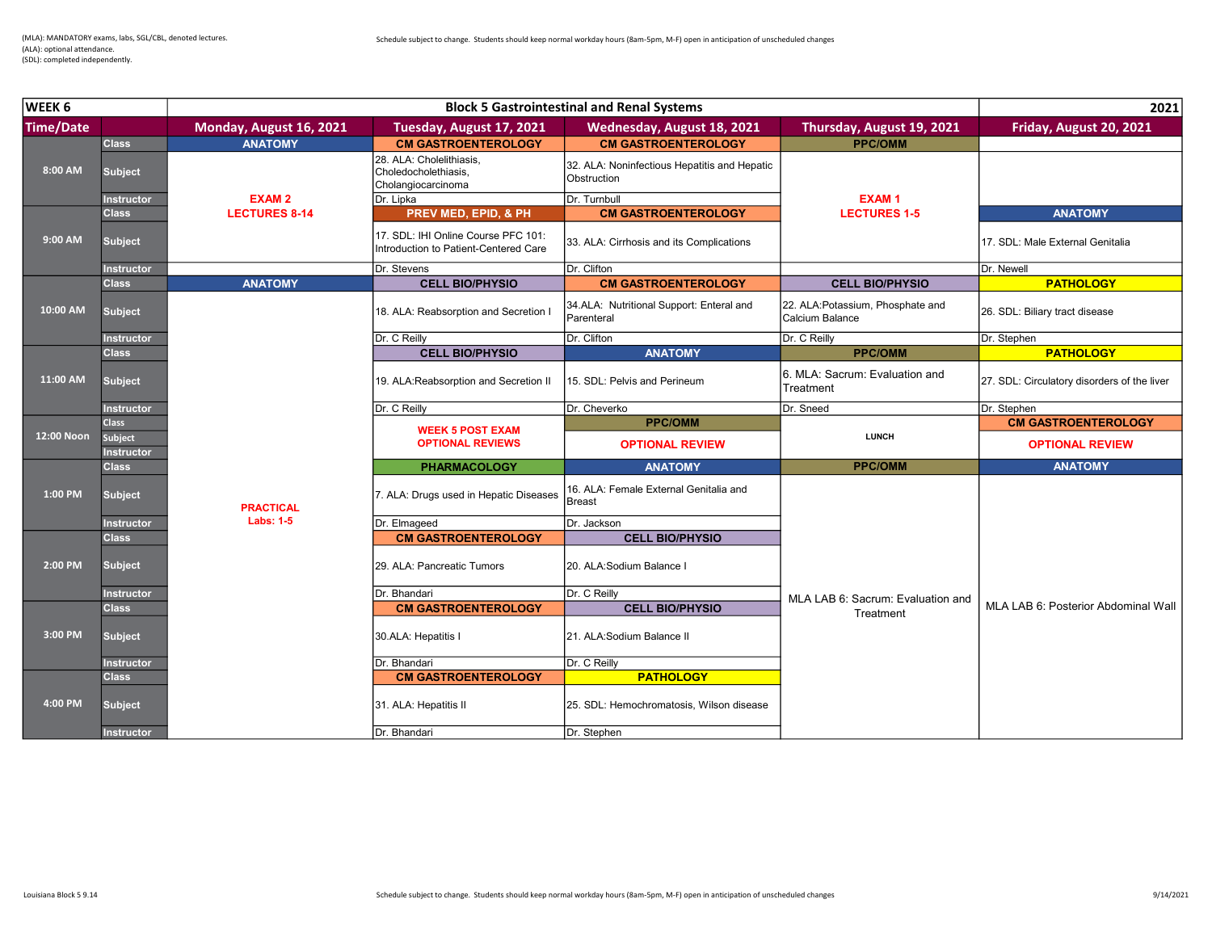(MLA): MANDATORY exams, labs, SGL/CBL, denoted lectures.
(ALA): optional attendance.
(SDL): completed independently.

Schedule subject to change. Students should keep normal workday hours (8am-5pm, M-F) open in anticipation of unscheduled changes

| WEEK 6 | | Block 5 Gastrointestinal and Renal Systems | | | | 2021 |
|---|---|---|---|---|---|---|
| **Time/Date** | | **Monday, August 16, 2021** | **Tuesday, August 17, 2021** | **Wednesday, August 18, 2021** | **Thursday, August 19, 2021** | **Friday, August 20, 2021** |
| 8:00 AM | Class | ANATOMY | CM GASTROENTEROLOGY | CM GASTROENTEROLOGY | PPC/OMM | |
| | Subject | EXAM 2 LECTURES 8-14 | 28. ALA: Cholelithiasis, Choledocholethiasis, Cholangiocarcinoma | 32. ALA: Noninfectious Hepatitis and Hepatic Obstruction | EXAM 1 LECTURES 1-5 | |
| | Instructor | | Dr. Lipka | Dr. Turnbull | | |
| 9:00 AM | Class | | PREV MED, EPID, & PH | CM GASTROENTEROLOGY | | ANATOMY |
| | Subject | | 17. SDL: IHI Online Course PFC 101: Introduction to Patient-Centered Care | 33. ALA: Cirrhosis and its Complications | | 17. SDL: Male External Genitalia |
| | Instructor | | Dr. Stevens | Dr. Clifton | | Dr. Newell |
| 10:00 AM | Class | ANATOMY | CELL BIO/PHYSIO | CM GASTROENTEROLOGY | CELL BIO/PHYSIO | PATHOLOGY |
| | Subject | PRACTICAL Labs: 1-5 | 18. ALA: Reabsorption and Secretion I | 34.ALA: Nutritional Support: Enteral and Parenteral | 22. ALA:Potassium, Phosphate and Calcium Balance | 26. SDL: Biliary tract disease |
| | Instructor | | Dr. C Reilly | Dr. Clifton | Dr. C Reilly | Dr. Stephen |
| 11:00 AM | Class | | CELL BIO/PHYSIO | ANATOMY | PPC/OMM | PATHOLOGY |
| | Subject | | 19. ALA:Reabsorption and Secretion II | 15. SDL: Pelvis and Perineum | 6. MLA: Sacrum: Evaluation and Treatment | 27. SDL: Circulatory disorders of the liver |
| | Instructor | | Dr. C Reilly | Dr. Cheverko | Dr. Sneed | Dr. Stephen |
| 12:00 Noon | Class | | WEEK 5 POST EXAM OPTIONAL REVIEWS | PPC/OMM | LUNCH | CM GASTROENTEROLOGY |
| | Subject | | | OPTIONAL REVIEW | | OPTIONAL REVIEW |
| | Instructor | | | | | |
| 1:00 PM | Class | | PHARMACOLOGY | ANATOMY | PPC/OMM | ANATOMY |
| | Subject | | 7. ALA: Drugs used in Hepatic Diseases | 16. ALA: Female External Genitalia and Breast | MLA LAB 6: Sacrum: Evaluation and Treatment | MLA LAB 6: Posterior Abdominal Wall |
| | Instructor | | Dr. Elmageed | Dr. Jackson | | |
| 2:00 PM | Class | | CM GASTROENTEROLOGY | CELL BIO/PHYSIO | | |
| | Subject | | 29. ALA: Pancreatic Tumors | 20. ALA:Sodium Balance I | | |
| | Instructor | | Dr. Bhandari | Dr. C Reilly | | |
| 3:00 PM | Class | | CM GASTROENTEROLOGY | CELL BIO/PHYSIO | | |
| | Subject | | 30.ALA: Hepatitis I | 21. ALA:Sodium Balance II | | |
| | Instructor | | Dr. Bhandari | Dr. C Reilly | | |
| 4:00 PM | Class | | CM GASTROENTEROLOGY | PATHOLOGY | | |
| | Subject | | 31. ALA: Hepatitis II | 25. SDL: Hemochromatosis, Wilson disease | | |
| | Instructor | | Dr. Bhandari | Dr. Stephen | | |

Louisiana Block 5 9.14

9/14/2021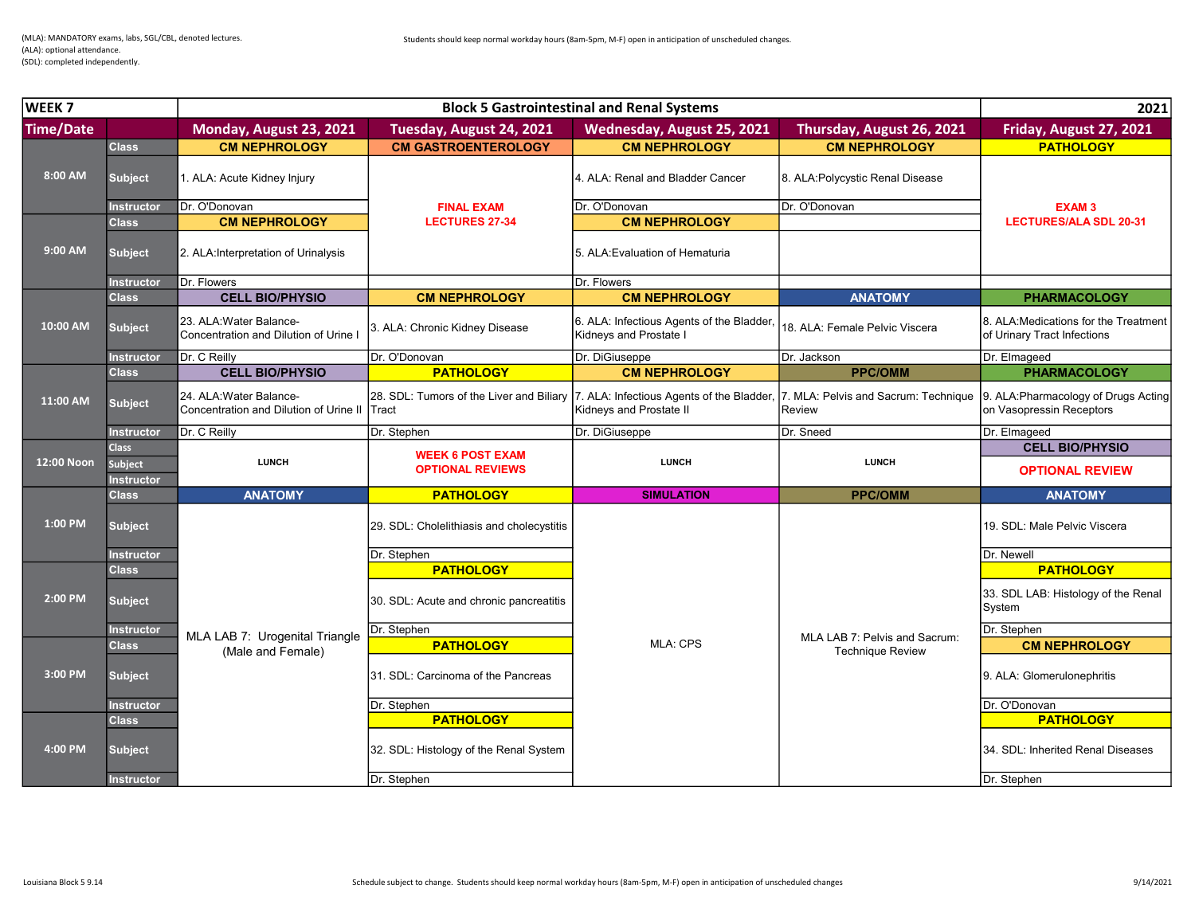(MLA): MANDATORY exams, labs, SGL/CBL, denoted lectures.
(ALA): optional attendance.
(SDL): completed independently.

Students should keep normal workday hours (8am-5pm, M-F) open in anticipation of unscheduled changes.

| WEEK 7 | | Block 5 Gastrointestinal and Renal Systems | | | | 2021 |
|---|---|---|---|---|---|---|
| **Time/Date** | | **Monday, August 23, 2021** | **Tuesday, August 24, 2021** | **Wednesday, August 25, 2021** | **Thursday, August 26, 2021** | **Friday, August 27, 2021** |
| 8:00 AM | Class | CM NEPHROLOGY | CM GASTROENTEROLOGY | CM NEPHROLOGY | CM NEPHROLOGY | PATHOLOGY |
| | Subject | 1. ALA: Acute Kidney Injury | FINAL EXAM LECTURES 27-34 | 4. ALA: Renal and Bladder Cancer | 8. ALA:Polycystic Renal Disease | EXAM 3 LECTURES/ALA SDL 20-31 |
| | Instructor | Dr. O'Donovan | | Dr. O'Donovan | Dr. O'Donovan | |
| 9:00 AM | Class | CM NEPHROLOGY | | CM NEPHROLOGY | | |
| | Subject | 2. ALA:Interpretation of Urinalysis | | 5. ALA:Evaluation of Hematuria | | |
| | Instructor | Dr. Flowers | | Dr. Flowers | | |
| 10:00 AM | Class | CELL BIO/PHYSIO | CM NEPHROLOGY | CM NEPHROLOGY | ANATOMY | PHARMACOLOGY |
| | Subject | 23. ALA:Water Balance-Concentration and Dilution of Urine I | 3. ALA: Chronic Kidney Disease | 6. ALA: Infectious Agents of the Bladder, Kidneys and Prostate I | 18. ALA: Female Pelvic Viscera | 8. ALA:Medications for the Treatment of Urinary Tract Infections |
| | Instructor | Dr. C Reilly | Dr. O'Donovan | Dr. DiGiuseppe | Dr. Jackson | Dr. Elmageed |
| 11:00 AM | Class | CELL BIO/PHYSIO | PATHOLOGY | CM NEPHROLOGY | PPC/OMM | PHARMACOLOGY |
| | Subject | 24. ALA:Water Balance-Concentration and Dilution of Urine II | 28. SDL: Tumors of the Liver and Biliary Tract | 7. ALA: Infectious Agents of the Bladder, Kidneys and Prostate II | 7. MLA: Pelvis and Sacrum: Technique Review | 9. ALA:Pharmacology of Drugs Acting on Vasopressin Receptors |
| | Instructor | Dr. C Reilly | Dr. Stephen | Dr. DiGiuseppe | Dr. Sneed | Dr. Elmageed |
| 12:00 Noon | Class | LUNCH | WEEK 6 POST EXAM OPTIONAL REVIEWS | LUNCH | LUNCH | CELL BIO/PHYSIO |
| | Subject | | | | | OPTIONAL REVIEW |
| | Instructor | | | | | |
| 1:00 PM | Class | ANATOMY | PATHOLOGY | SIMULATION | PPC/OMM | ANATOMY |
| | Subject | MLA LAB 7: Urogenital Triangle (Male and Female) | 29. SDL: Cholelithiasis and cholecystitis | MLA: CPS | MLA LAB 7: Pelvis and Sacrum: Technique Review | 19. SDL: Male Pelvic Viscera |
| | Instructor | | Dr. Stephen | | | Dr. Newell |
| 2:00 PM | Class | | PATHOLOGY | | | PATHOLOGY |
| | Subject | | 30. SDL: Acute and chronic pancreatitis | | | 33. SDL LAB: Histology of the Renal System |
| | Instructor | | Dr. Stephen | | | Dr. Stephen |
| 3:00 PM | Class | | PATHOLOGY | | | CM NEPHROLOGY |
| | Subject | | 31. SDL: Carcinoma of the Pancreas | | | 9. ALA: Glomerulonephritis |
| | Instructor | | Dr. Stephen | | | Dr. O'Donovan |
| 4:00 PM | Class | | PATHOLOGY | | | PATHOLOGY |
| | Subject | | 32. SDL: Histology of the Renal System | | | 34. SDL: Inherited Renal Diseases |
| | Instructor | | Dr. Stephen | | | Dr. Stephen |

Louisiana Block 5 9.14 — Schedule subject to change. Students should keep normal workday hours (8am-5pm, M-F) open in anticipation of unscheduled changes — 9/14/2021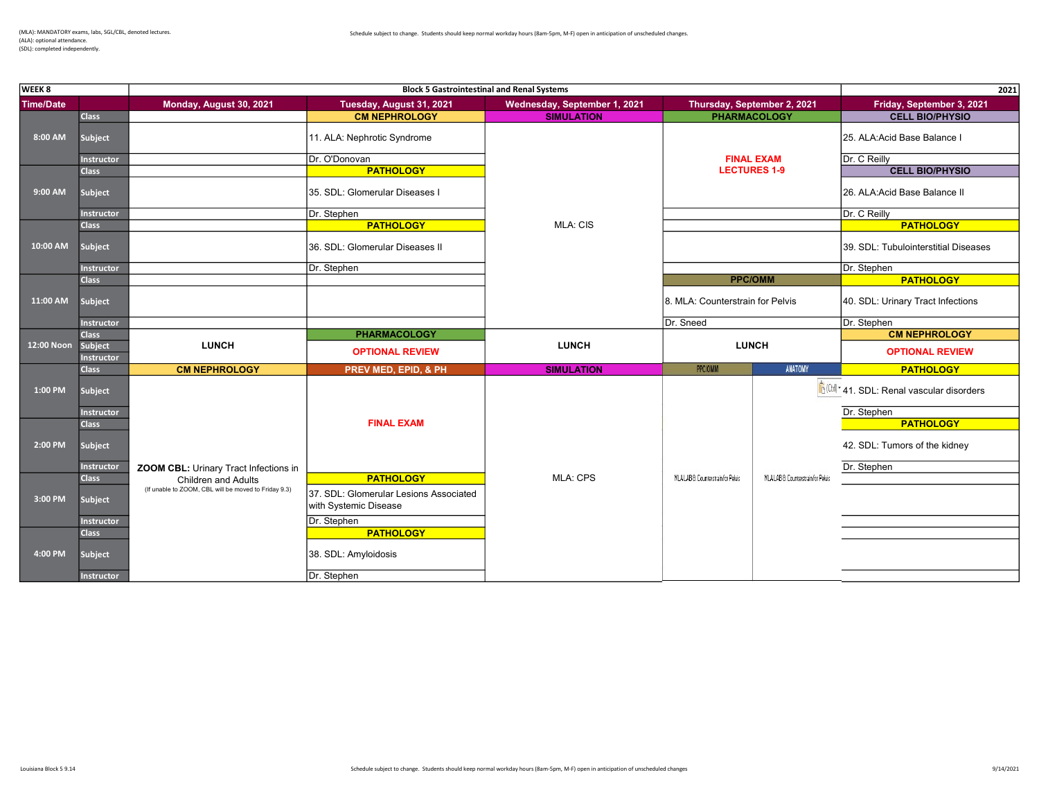(MLA): MANDATORY exams, labs, SGL/CBL, denoted lectures.
(ALA): optional attendance.
(SDL): completed independently.

Schedule subject to change. Students should keep normal workday hours (8am-5pm, M-F) open in anticipation of unscheduled changes.

| WEEK 8 | | Block 5 Gastrointestinal and Renal Systems | | | | 2021 |
|---|---|---|---|---|---|---|
| **Time/Date** | | **Monday, August 30, 2021** | **Tuesday, August 31, 2021** | **Wednesday, September 1, 2021** | **Thursday, September 2, 2021** | **Friday, September 3, 2021** |
| 8:00 AM | Class | | CM NEPHROLOGY | SIMULATION | PHARMACOLOGY | CELL BIO/PHYSIO |
| | Subject | | 11. ALA: Nephrotic Syndrome | MLA: CIS | FINAL EXAM LECTURES 1-9 | 25. ALA:Acid Base Balance I |
| | Instructor | | Dr. O'Donovan | | | Dr. C Reilly |
| 9:00 AM | Class | | PATHOLOGY | | | CELL BIO/PHYSIO |
| | Subject | | 35. SDL: Glomerular Diseases I | | | 26. ALA:Acid Base Balance II |
| | Instructor | | Dr. Stephen | | | Dr. C Reilly |
| 10:00 AM | Class | | PATHOLOGY | | | PATHOLOGY |
| | Subject | | 36. SDL: Glomerular Diseases II | | | 39. SDL: Tubulointerstitial Diseases |
| | Instructor | | Dr. Stephen | | | Dr. Stephen |
| 11:00 AM | Class | | | | PPC/OMM | PATHOLOGY |
| | Subject | | | | 8. MLA: Counterstrain for Pelvis | 40. SDL: Urinary Tract Infections |
| | Instructor | | | | Dr. Sneed | Dr. Stephen |
| 12:00 Noon | Class | LUNCH | PHARMACOLOGY | LUNCH | LUNCH | CM NEPHROLOGY |
| | Subject | | OPTIONAL REVIEW | | | OPTIONAL REVIEW |
| | Instructor | | | | | |
| 1:00 PM | Class | CM NEPHROLOGY | PREV MED, EPID, & PH | SIMULATION | PPC/OMM / ANATOMY | PATHOLOGY |
| | Subject | ZOOM CBL: Urinary Tract Infections in Children and Adults (If unable to ZOOM, CBL will be moved to Friday 9.3) | FINAL EXAM | MLA: CPS | MLA LAB 8: Counterstrain for Pelvis / MLA LAB 8: Counterstrain for Pelvis | 41. SDL: Renal vascular disorders |
| | Instructor | | | | | Dr. Stephen |
| 2:00 PM | Class | | | | | PATHOLOGY |
| | Subject | | | | | 42. SDL: Tumors of the kidney |
| | Instructor | | | | | Dr. Stephen |
| 3:00 PM | Class | | PATHOLOGY | | | |
| | Subject | | 37. SDL: Glomerular Lesions Associated with Systemic Disease | | | |
| | Instructor | | Dr. Stephen | | | |
| 4:00 PM | Class | | PATHOLOGY | | | |
| | Subject | | 38. SDL: Amyloidosis | | | |
| | Instructor | | Dr. Stephen | | | |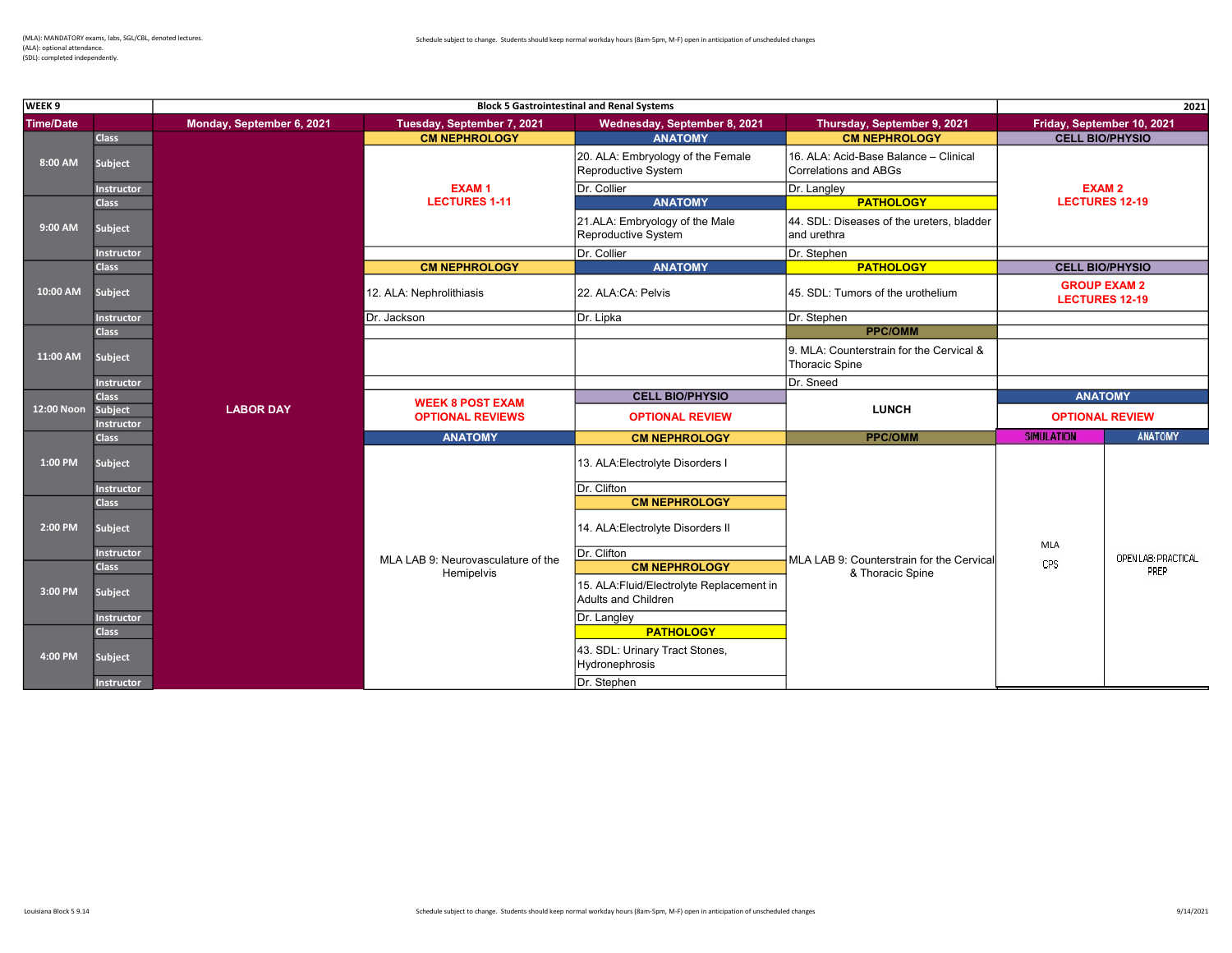(MLA): MANDATORY exams, labs, SGL/CBL, denoted lectures.
(ALA): optional attendance.
(SDL): completed independently.

Schedule subject to change. Students should keep normal workday hours (8am-5pm, M-F) open in anticipation of unscheduled changes

| WEEK 9 | | Block 5 Gastrointestinal and Renal Systems | | | | 2021 |
|---|---|---|---|---|---|---|
| **Time/Date** | | **Monday, September 6, 2021** | **Tuesday, September 7, 2021** | **Wednesday, September 8, 2021** | **Thursday, September 9, 2021** | **Friday, September 10, 2021** |
| 8:00 AM | Class | LABOR DAY | CM NEPHROLOGY | ANATOMY | CM NEPHROLOGY | CELL BIO/PHYSIO |
| | Subject | | EXAM 1 LECTURES 1-11 | 20. ALA: Embryology of the Female Reproductive System | 16. ALA: Acid-Base Balance – Clinical Correlations and ABGs | EXAM 2 LECTURES 12-19 |
| | Instructor | | | Dr. Collier | Dr. Langley | |
| 9:00 AM | Class | | | ANATOMY | PATHOLOGY | |
| | Subject | | | 21.ALA: Embryology of the Male Reproductive System | 44. SDL: Diseases of the ureters, bladder and urethra | |
| | Instructor | | | Dr. Collier | Dr. Stephen | |
| 10:00 AM | Class | | CM NEPHROLOGY | ANATOMY | PATHOLOGY | CELL BIO/PHYSIO |
| | Subject | | 12. ALA: Nephrolithiasis | 22. ALA:CA: Pelvis | 45. SDL: Tumors of the urothelium | GROUP EXAM 2 LECTURES 12-19 |
| | Instructor | | Dr. Jackson | Dr. Lipka | Dr. Stephen | |
| 11:00 AM | Class | | | | PPC/OMM | |
| | Subject | | | | 9. MLA: Counterstrain for the Cervical & Thoracic Spine | |
| | Instructor | | | | Dr. Sneed | |
| 12:00 Noon | Class | | WEEK 8 POST EXAM OPTIONAL REVIEWS | CELL BIO/PHYSIO | LUNCH | ANATOMY |
| | Subject | | | OPTIONAL REVIEW | | OPTIONAL REVIEW |
| | Instructor | | | | | |
| 1:00 PM | Class | | ANATOMY | CM NEPHROLOGY | PPC/OMM | SIMULATION / ANATOMY |
| | Subject | | MLA LAB 9: Neurovasculature of the Hemipelvis | 13. ALA:Electrolyte Disorders I | MLA LAB 9: Counterstrain for the Cervical & Thoracic Spine | MLA CPS / OPEN LAB: PRACTICAL PREP |
| | Instructor | | | Dr. Clifton | | |
| 2:00 PM | Class | | | CM NEPHROLOGY | | |
| | Subject | | | 14. ALA:Electrolyte Disorders II | | |
| | Instructor | | | Dr. Clifton | | |
| 3:00 PM | Class | | | CM NEPHROLOGY | | |
| | Subject | | | 15. ALA:Fluid/Electrolyte Replacement in Adults and Children | | |
| | Instructor | | | Dr. Langley | | |
| 4:00 PM | Class | | | PATHOLOGY | | |
| | Subject | | | 43. SDL: Urinary Tract Stones, Hydronephrosis | | |
| | Instructor | | | Dr. Stephen | | |

Louisiana Block 5 9.14

9/14/2021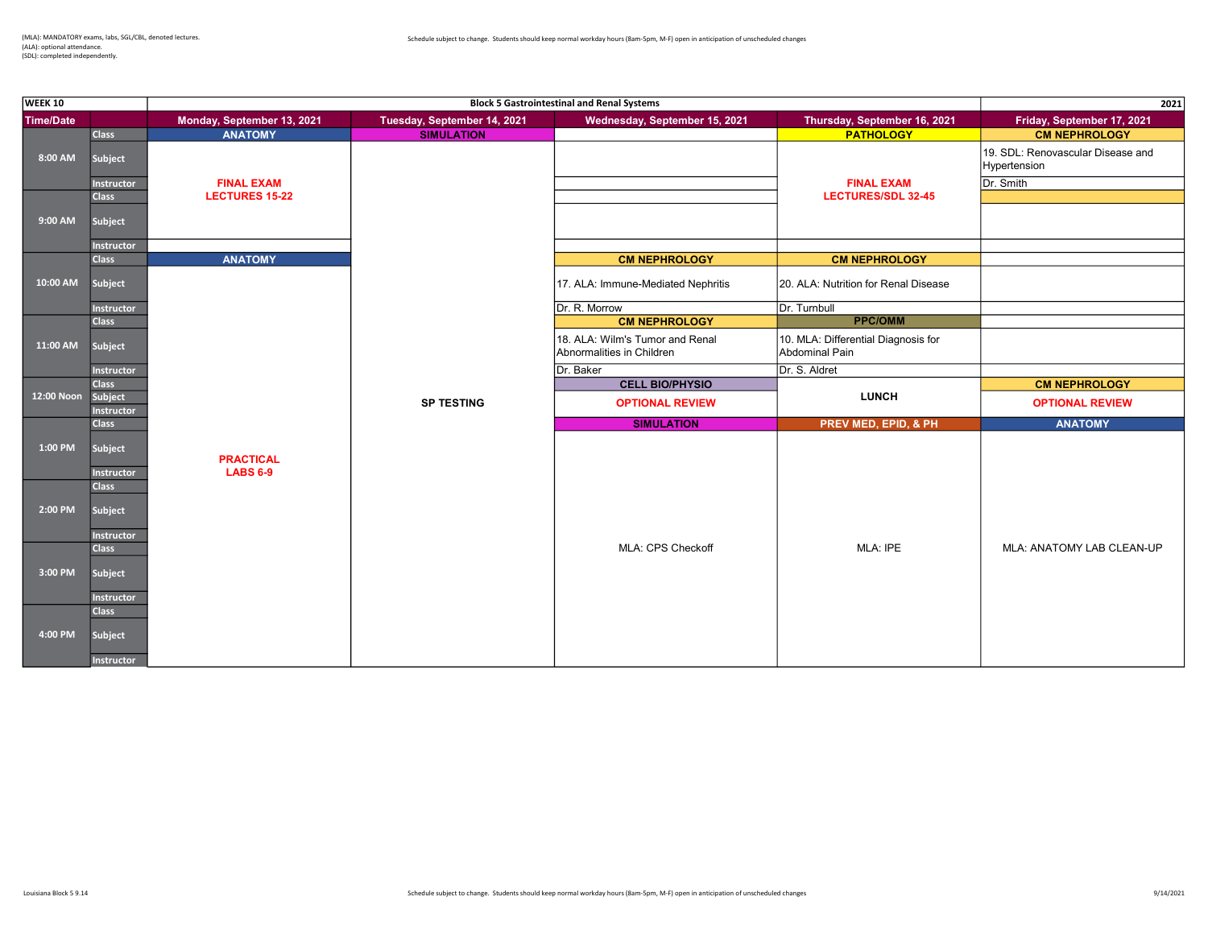(MLA): MANDATORY exams, labs, SGL/CBL, denoted lectures.
(ALA): optional attendance.
(SDL): completed independently.

Schedule subject to change. Students should keep normal workday hours (8am-5pm, M-F) open in anticipation of unscheduled changes

| WEEK 10 | | Block 5 Gastrointestinal and Renal Systems | | | | 2021 |
|---|---|---|---|---|---|---|
| **Time/Date** | | **Monday, September 13, 2021** | **Tuesday, September 14, 2021** | **Wednesday, September 15, 2021** | **Thursday, September 16, 2021** | **Friday, September 17, 2021** |
| 8:00 AM | Class | ANATOMY | SIMULATION | | PATHOLOGY | CM NEPHROLOGY |
| | Subject | FINAL EXAM LECTURES 15-22 | SP TESTING | | FINAL EXAM LECTURES/SDL 32-45 | 19. SDL: Renovascular Disease and Hypertension |
| | Instructor | | | | | Dr. Smith |
| 9:00 AM | Class | | | | | |
| | Subject | | | | | |
| | Instructor | | | | | |
| 10:00 AM | Class | ANATOMY | | CM NEPHROLOGY | CM NEPHROLOGY | |
| | Subject | PRACTICAL LABS 6-9 | | 17. ALA: Immune-Mediated Nephritis | 20. ALA: Nutrition for Renal Disease | |
| | Instructor | | | Dr. R. Morrow | Dr. Turnbull | |
| 11:00 AM | Class | | | CM NEPHROLOGY | PPC/OMM | |
| | Subject | | | 18. ALA: Wilm's Tumor and Renal Abnormalities in Children | 10. MLA: Differential Diagnosis for Abdominal Pain | |
| | Instructor | | | Dr. Baker | Dr. S. Aldret | |
| 12:00 Noon | Class | | | CELL BIO/PHYSIO | LUNCH | CM NEPHROLOGY |
| | Subject | | | OPTIONAL REVIEW | | OPTIONAL REVIEW |
| | Instructor | | | | | |
| 1:00 PM | Class | | | SIMULATION | PREV MED, EPID, & PH | ANATOMY |
| | Subject | | | MLA: CPS Checkoff | MLA: IPE | MLA: ANATOMY LAB CLEAN-UP |
| | Instructor | | | | | |
| 2:00 PM | Class | | | | | |
| | Subject | | | | | |
| | Instructor | | | | | |
| 3:00 PM | Class | | | | | |
| | Subject | | | | | |
| | Instructor | | | | | |
| 4:00 PM | Class | | | | | |
| | Subject | | | | | |
| | Instructor | | | | | |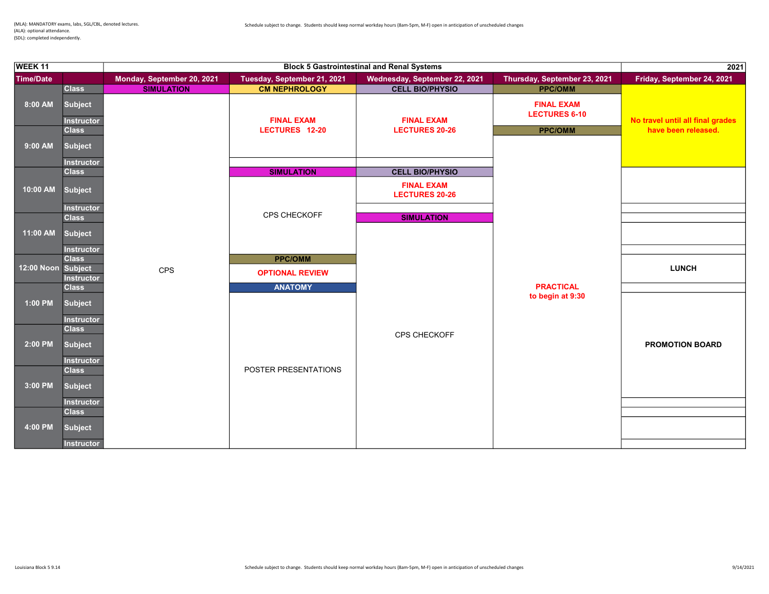(MLA): MANDATORY exams, labs, SGL/CBL, denoted lectures.
(ALA): optional attendance.
(SDL): completed independently.

Schedule subject to change. Students should keep normal workday hours (8am-5pm, M-F) open in anticipation of unscheduled changes

| WEEK 11 | | Block 5 Gastrointestinal and Renal Systems | | | | 2021 |
|---|---|---|---|---|---|---|
| Time/Date | | Monday, September 20, 2021 | Tuesday, September 21, 2021 | Wednesday, September 22, 2021 | Thursday, September 23, 2021 | Friday, September 24, 2021 |
| 8:00 AM | Class | SIMULATION | CM NEPHROLOGY | CELL BIO/PHYSIO | PPC/OMM | No travel until all final grades have been released. |
| | Subject | CPS | FINAL EXAM LECTURES 12-20 | FINAL EXAM LECTURES 20-26 | FINAL EXAM LECTURES 6-10 | |
| | Instructor | | | | | |
| 9:00 AM | Class | | | | PPC/OMM | |
| | Subject | | | | PRACTICAL to begin at 9:30 | |
| | Instructor | | | | | |
| 10:00 AM | Class | | SIMULATION | CELL BIO/PHYSIO | | |
| | Subject | | CPS CHECKOFF | FINAL EXAM LECTURES 20-26 | | |
| | Instructor | | | | | |
| 11:00 AM | Class | | | SIMULATION | | |
| | Subject | | | CPS CHECKOFF | | |
| | Instructor | | | | | |
| 12:00 Noon | Class | | PPC/OMM | | | |
| | Subject | | OPTIONAL REVIEW | | | LUNCH |
| | Instructor | | | | | |
| 1:00 PM | Class | | ANATOMY | | | |
| | Subject | | POSTER PRESENTATIONS | | | PROMOTION BOARD |
| | Instructor | | | | | |
| 2:00 PM | Class | | | | | |
| | Subject | | | | | |
| | Instructor | | | | | |
| 3:00 PM | Class | | | | | |
| | Subject | | | | | |
| | Instructor | | | | | |
| 4:00 PM | Class | | | | | |
| | Subject | | | | | |
| | Instructor | | | | | |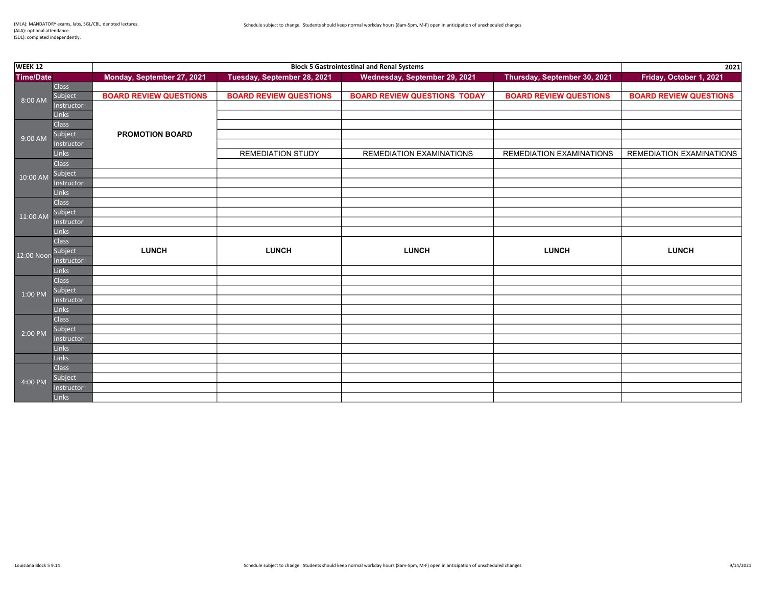(MLA): MANDATORY exams, labs, SGL/CBL, denoted lectures.
(ALA): optional attendance.
(SDL): completed independently.

Schedule subject to change. Students should keep normal workday hours (8am-5pm, M-F) open in anticipation of unscheduled changes

| WEEK 12 | | Block 5 Gastrointestinal and Renal Systems | | | | 2021 |
|---|---|---|---|---|---|---|
| **Time/Date** | | **Monday, September 27, 2021** | **Tuesday, September 28, 2021** | **Wednesday, September 29, 2021** | **Thursday, September 30, 2021** | **Friday, October 1, 2021** |
| 8:00 AM | Class | | | | | |
| | Subject | **BOARD REVIEW QUESTIONS** | **BOARD REVIEW QUESTIONS** | **BOARD REVIEW QUESTIONS TODAY** | **BOARD REVIEW QUESTIONS** | **BOARD REVIEW QUESTIONS** |
| | Instructor | | | | | |
| | Links | | | | | |
| 9:00 AM | Class | | | | | |
| | Subject | **PROMOTION BOARD** | | | | |
| | Instructor | | | | | |
| | Links | | REMEDIATION STUDY | REMEDIATION EXAMINATIONS | REMEDIATION EXAMINATIONS | REMEDIATION EXAMINATIONS |
| 10:00 AM | Class | | | | | |
| | Subject | | | | | |
| | Instructor | | | | | |
| | Links | | | | | |
| 11:00 AM | Class | | | | | |
| | Subject | | | | | |
| | Instructor | | | | | |
| | Links | | | | | |
| 12:00 Noon | Class | | | | | |
| | Subject | **LUNCH** | **LUNCH** | **LUNCH** | **LUNCH** | **LUNCH** |
| | Instructor | | | | | |
| | Links | | | | | |
| 1:00 PM | Class | | | | | |
| | Subject | | | | | |
| | Instructor | | | | | |
| | Links | | | | | |
| 2:00 PM | Class | | | | | |
| | Subject | | | | | |
| | Instructor | | | | | |
| | Links | | | | | |
| | Links | | | | | |
| 4:00 PM | Class | | | | | |
| | Subject | | | | | |
| | Instructor | | | | | |
| | Links | | | | | |

Louisiana Block 5 9.14

Schedule subject to change. Students should keep normal workday hours (8am-5pm, M-F) open in anticipation of unscheduled changes

9/14/2021